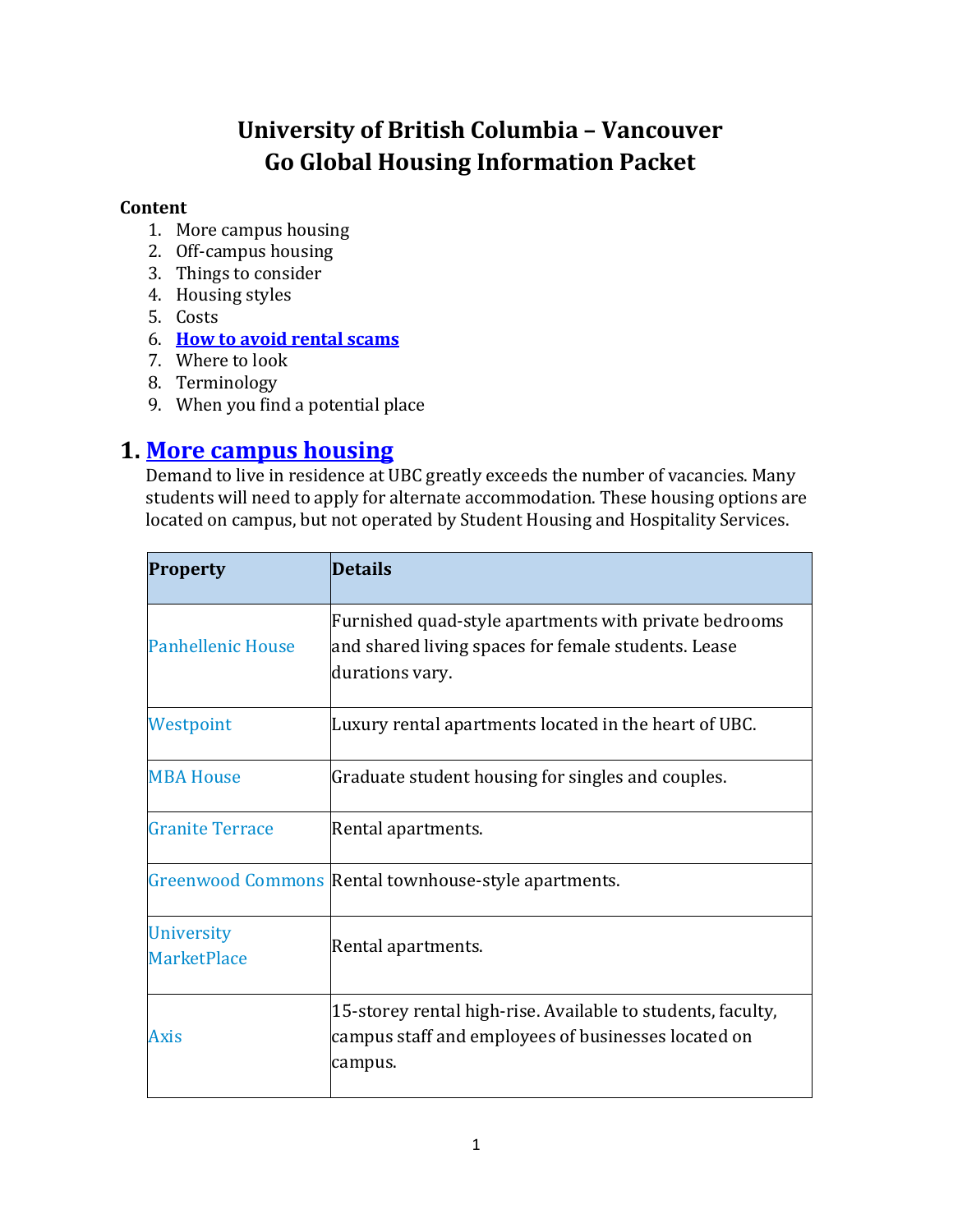# University of British Columbia – Vancouver
# Go Global Housing Information Packet

**Content**

1. More campus housing
2. Off-campus housing
3. Things to consider
4. Housing styles
5. Costs
6. **How to avoid rental scams**
7. Where to look
8. Terminology
9. When you find a potential place

## 1. More campus housing

Demand to live in residence at UBC greatly exceeds the number of vacancies. Many students will need to apply for alternate accommodation. These housing options are located on campus, but not operated by Student Housing and Hospitality Services.

| Property | Details |
| --- | --- |
| Panhellenic House | Furnished quad-style apartments with private bedrooms and shared living spaces for female students. Lease durations vary. |
| Westpoint | Luxury rental apartments located in the heart of UBC. |
| MBA House | Graduate student housing for singles and couples. |
| Granite Terrace | Rental apartments. |
| Greenwood Commons | Rental townhouse-style apartments. |
| University MarketPlace | Rental apartments. |
| Axis | 15-storey rental high-rise. Available to students, faculty, campus staff and employees of businesses located on campus. |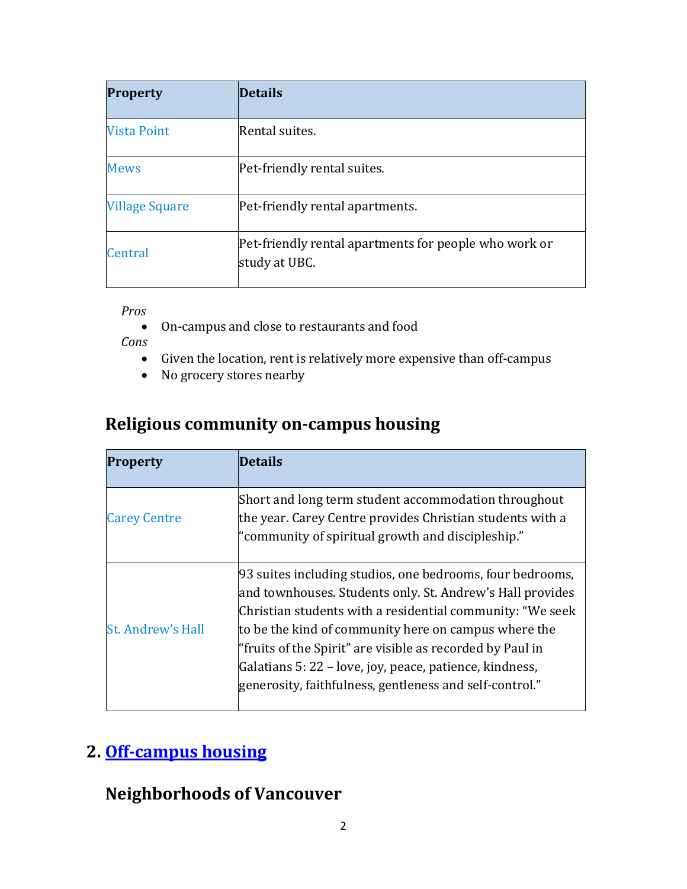| Property | Details |
| --- | --- |
| Vista Point | Rental suites. |
| Mews | Pet-friendly rental suites. |
| Village Square | Pet-friendly rental apartments. |
| Central | Pet-friendly rental apartments for people who work or study at UBC. |

*Pros*

- On-campus and close to restaurants and food

*Cons*

- Given the location, rent is relatively more expensive than off-campus
- No grocery stores nearby

### Religious community on-campus housing

| Property | Details |
| --- | --- |
| Carey Centre | Short and long term student accommodation throughout the year. Carey Centre provides Christian students with a "community of spiritual growth and discipleship." |
| St. Andrew's Hall | 93 suites including studios, one bedrooms, four bedrooms, and townhouses. Students only. St. Andrew's Hall provides Christian students with a residential community: "We seek to be the kind of community here on campus where the "fruits of the Spirit" are visible as recorded by Paul in Galatians 5: 22 – love, joy, peace, patience, kindness, generosity, faithfulness, gentleness and self-control." |

## 2. Off-campus housing

### Neighborhoods of Vancouver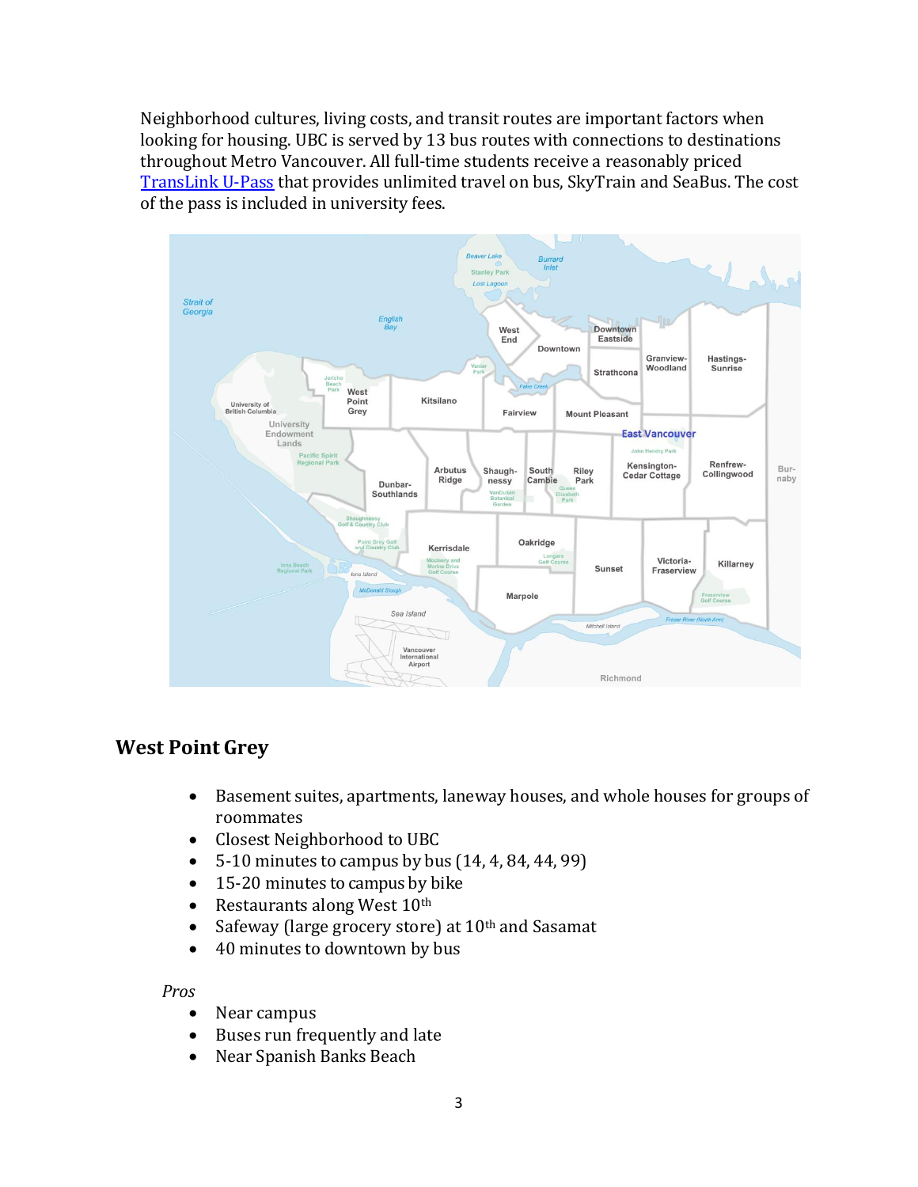Neighborhood cultures, living costs, and transit routes are important factors when looking for housing. UBC is served by 13 bus routes with connections to destinations throughout Metro Vancouver. All full-time students receive a reasonably priced [TransLink U-Pass]() that provides unlimited travel on bus, SkyTrain and SeaBus. The cost of the pass is included in university fees.

## West Point Grey

- Basement suites, apartments, laneway houses, and whole houses for groups of roommates
- Closest Neighborhood to UBC
- 5-10 minutes to campus by bus (14, 4, 84, 44, 99)
- 15-20 minutes to campus by bike
- Restaurants along West 10th
- Safeway (large grocery store) at 10th and Sasamat
- 40 minutes to downtown by bus

*Pros*

- Near campus
- Buses run frequently and late
- Near Spanish Banks Beach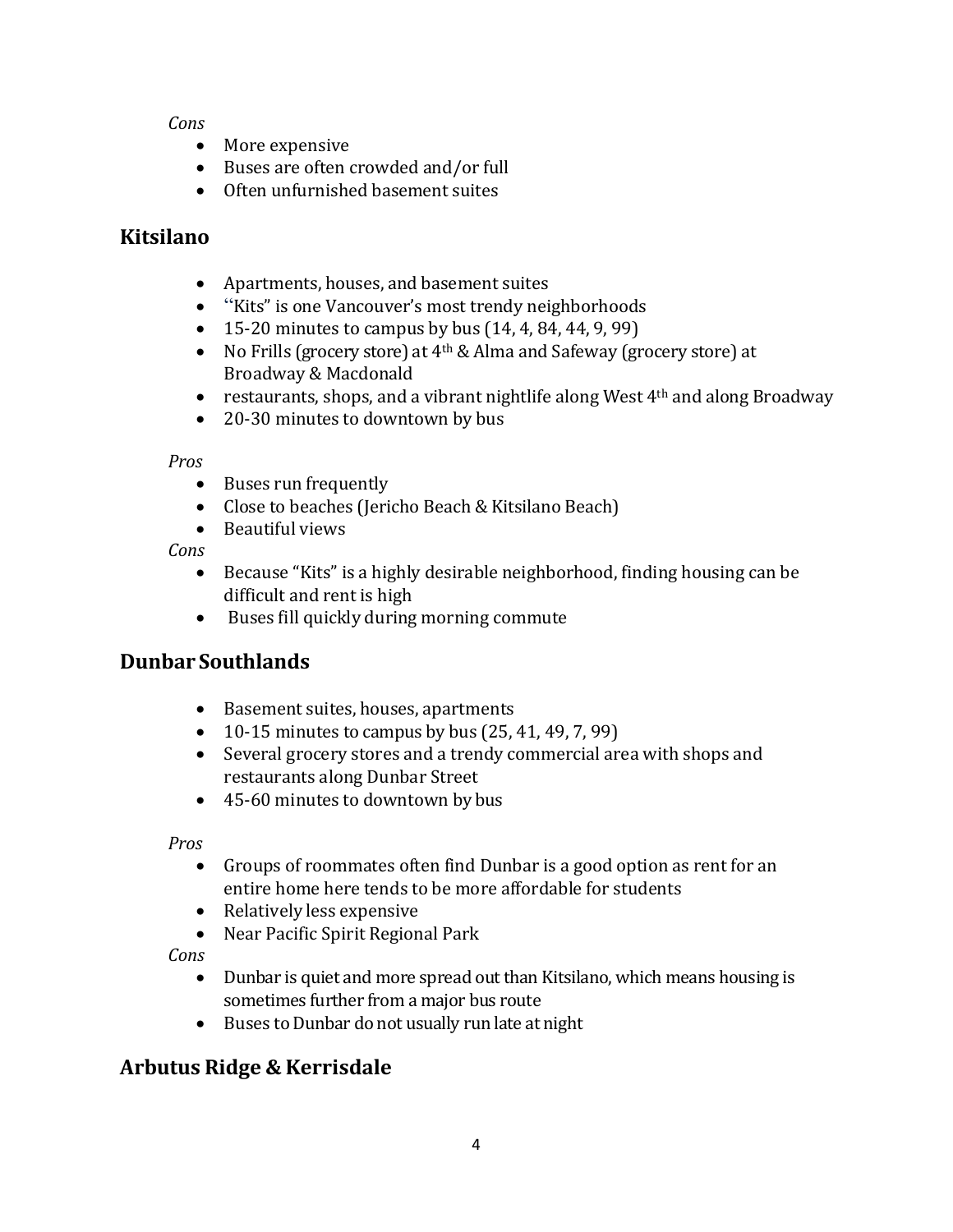*Cons*

- More expensive
- Buses are often crowded and/or full
- Often unfurnished basement suites

## Kitsilano

- Apartments, houses, and basement suites
- "Kits" is one Vancouver's most trendy neighborhoods
- 15-20 minutes to campus by bus (14, 4, 84, 44, 9, 99)
- No Frills (grocery store) at 4th & Alma and Safeway (grocery store) at Broadway & Macdonald
- restaurants, shops, and a vibrant nightlife along West 4th and along Broadway
- 20-30 minutes to downtown by bus

*Pros*

- Buses run frequently
- Close to beaches (Jericho Beach & Kitsilano Beach)
- Beautiful views

*Cons*

- Because "Kits" is a highly desirable neighborhood, finding housing can be difficult and rent is high
- Buses fill quickly during morning commute

## Dunbar Southlands

- Basement suites, houses, apartments
- 10-15 minutes to campus by bus (25, 41, 49, 7, 99)
- Several grocery stores and a trendy commercial area with shops and restaurants along Dunbar Street
- 45-60 minutes to downtown by bus

*Pros*

- Groups of roommates often find Dunbar is a good option as rent for an entire home here tends to be more affordable for students
- Relatively less expensive
- Near Pacific Spirit Regional Park

*Cons*

- Dunbar is quiet and more spread out than Kitsilano, which means housing is sometimes further from a major bus route
- Buses to Dunbar do not usually run late at night

## Arbutus Ridge & Kerrisdale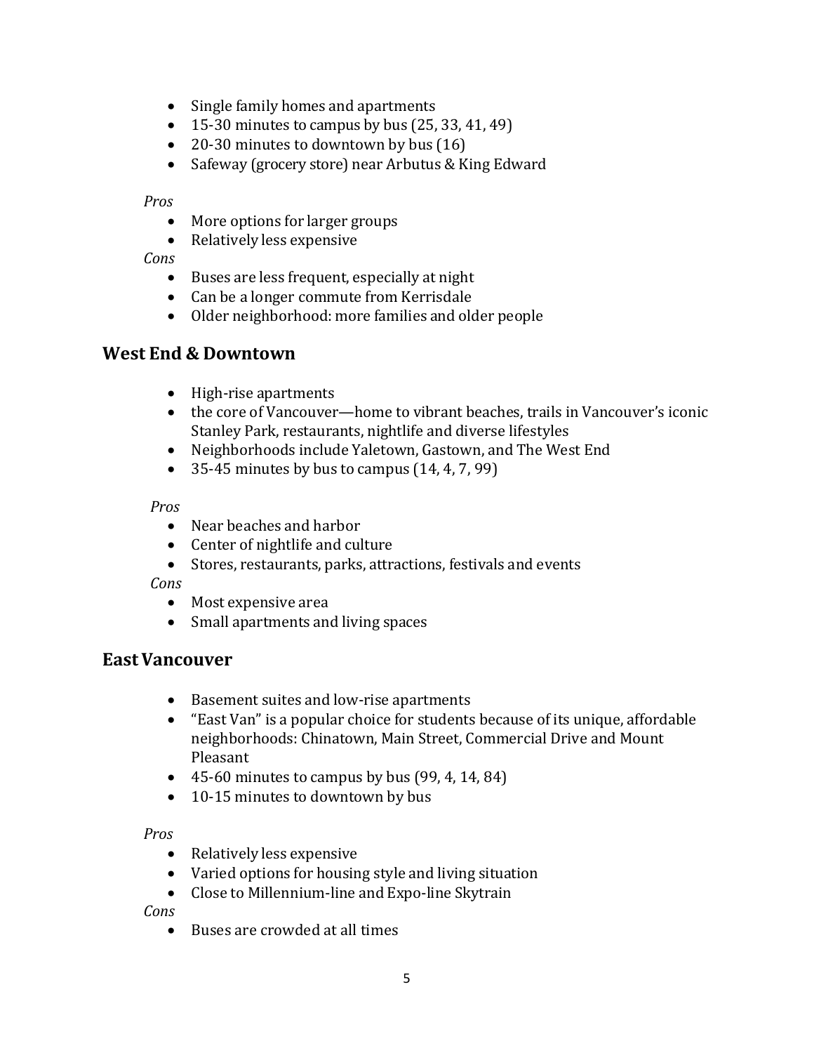- Single family homes and apartments
- 15-30 minutes to campus by bus (25, 33, 41, 49)
- 20-30 minutes to downtown by bus (16)
- Safeway (grocery store) near Arbutus & King Edward

*Pros*

- More options for larger groups
- Relatively less expensive

*Cons*

- Buses are less frequent, especially at night
- Can be a longer commute from Kerrisdale
- Older neighborhood: more families and older people

## West End & Downtown

- High-rise apartments
- the core of Vancouver—home to vibrant beaches, trails in Vancouver's iconic Stanley Park, restaurants, nightlife and diverse lifestyles
- Neighborhoods include Yaletown, Gastown, and The West End
- 35-45 minutes by bus to campus (14, 4, 7, 99)

*Pros*

- Near beaches and harbor
- Center of nightlife and culture
- Stores, restaurants, parks, attractions, festivals and events

*Cons*

- Most expensive area
- Small apartments and living spaces

## East Vancouver

- Basement suites and low-rise apartments
- "East Van" is a popular choice for students because of its unique, affordable neighborhoods: Chinatown, Main Street, Commercial Drive and Mount Pleasant
- 45-60 minutes to campus by bus (99, 4, 14, 84)
- 10-15 minutes to downtown by bus

*Pros*

- Relatively less expensive
- Varied options for housing style and living situation
- Close to Millennium-line and Expo-line Skytrain

*Cons*

- Buses are crowded at all times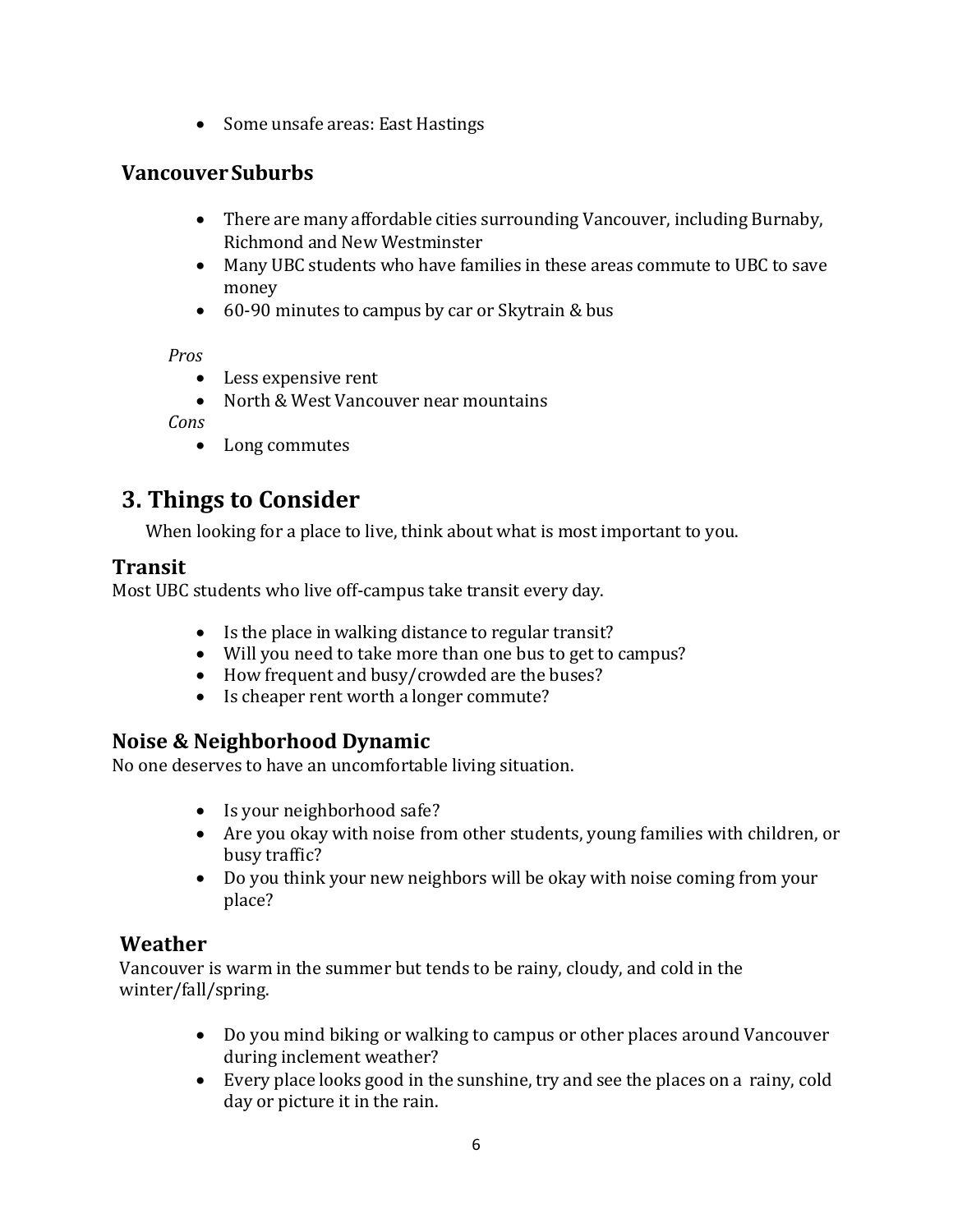- Some unsafe areas: East Hastings

### Vancouver Suburbs

- There are many affordable cities surrounding Vancouver, including Burnaby, Richmond and New Westminster
- Many UBC students who have families in these areas commute to UBC to save money
- 60-90 minutes to campus by car or Skytrain & bus

*Pros*

- Less expensive rent
- North & West Vancouver near mountains

*Cons*

- Long commutes

## 3. Things to Consider

When looking for a place to live, think about what is most important to you.

### Transit

Most UBC students who live off-campus take transit every day.

- Is the place in walking distance to regular transit?
- Will you need to take more than one bus to get to campus?
- How frequent and busy/crowded are the buses?
- Is cheaper rent worth a longer commute?

### Noise & Neighborhood Dynamic

No one deserves to have an uncomfortable living situation.

- Is your neighborhood safe?
- Are you okay with noise from other students, young families with children, or busy traffic?
- Do you think your new neighbors will be okay with noise coming from your place?

### Weather

Vancouver is warm in the summer but tends to be rainy, cloudy, and cold in the winter/fall/spring.

- Do you mind biking or walking to campus or other places around Vancouver during inclement weather?
- Every place looks good in the sunshine, try and see the places on a rainy, cold day or picture it in the rain.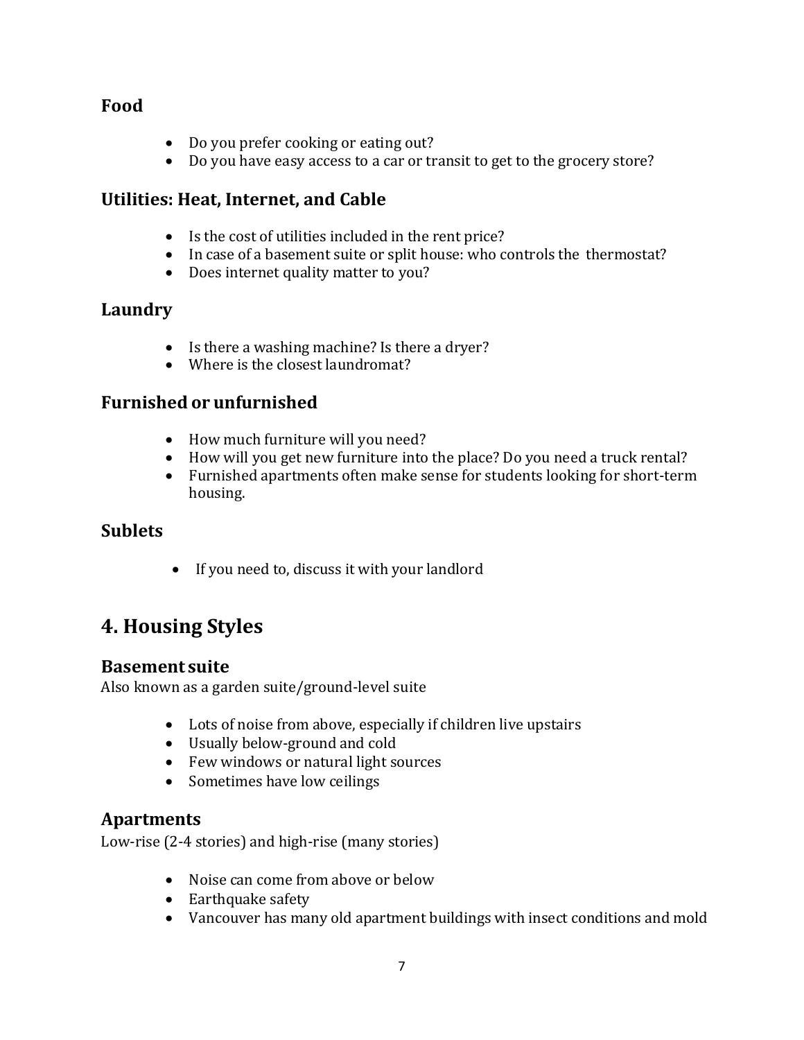### Food

- Do you prefer cooking or eating out?
- Do you have easy access to a car or transit to get to the grocery store?

### Utilities: Heat, Internet, and Cable

- Is the cost of utilities included in the rent price?
- In case of a basement suite or split house: who controls the thermostat?
- Does internet quality matter to you?

### Laundry

- Is there a washing machine? Is there a dryer?
- Where is the closest laundromat?

### Furnished or unfurnished

- How much furniture will you need?
- How will you get new furniture into the place? Do you need a truck rental?
- Furnished apartments often make sense for students looking for short-term housing.

### Sublets

- If you need to, discuss it with your landlord

## 4. Housing Styles

### Basement suite

Also known as a garden suite/ground-level suite

- Lots of noise from above, especially if children live upstairs
- Usually below-ground and cold
- Few windows or natural light sources
- Sometimes have low ceilings

### Apartments

Low-rise (2-4 stories) and high-rise (many stories)

- Noise can come from above or below
- Earthquake safety
- Vancouver has many old apartment buildings with insect conditions and mold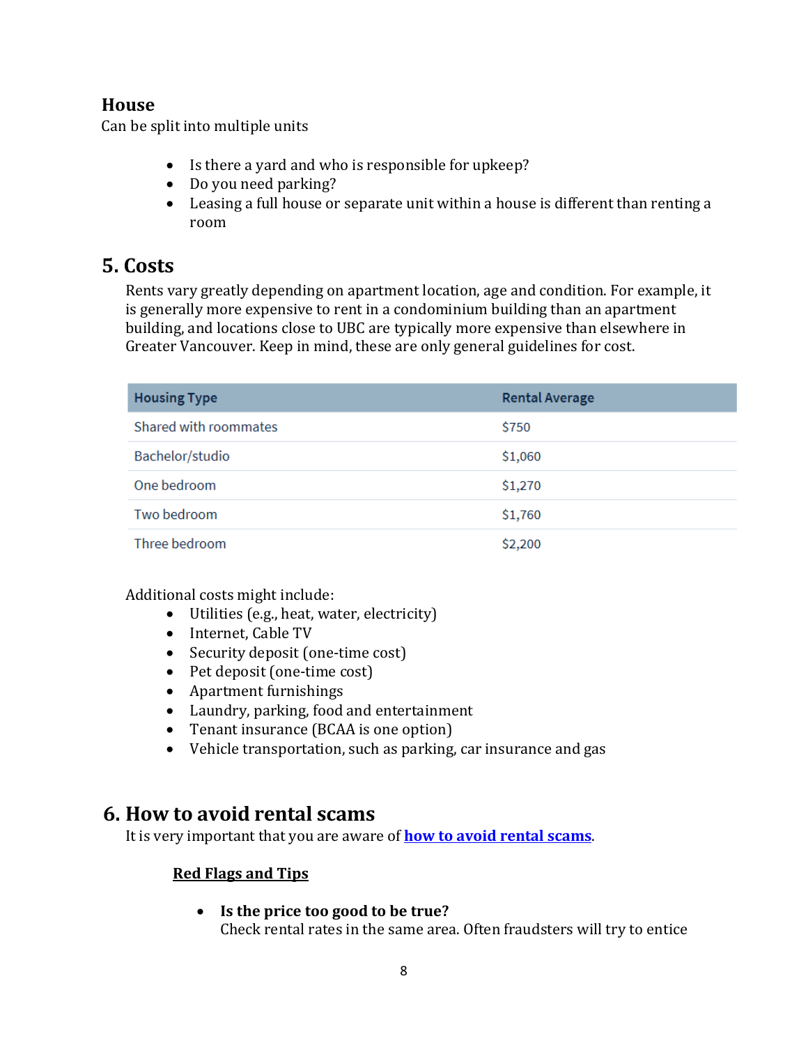### House

Can be split into multiple units

- Is there a yard and who is responsible for upkeep?
- Do you need parking?
- Leasing a full house or separate unit within a house is different than renting a room

## 5. Costs

Rents vary greatly depending on apartment location, age and condition. For example, it is generally more expensive to rent in a condominium building than an apartment building, and locations close to UBC are typically more expensive than elsewhere in Greater Vancouver. Keep in mind, these are only general guidelines for cost.

| Housing Type | Rental Average |
|---|---|
| Shared with roommates | $750 |
| Bachelor/studio | $1,060 |
| One bedroom | $1,270 |
| Two bedroom | $1,760 |
| Three bedroom | $2,200 |

Additional costs might include:

- Utilities (e.g., heat, water, electricity)
- Internet, Cable TV
- Security deposit (one-time cost)
- Pet deposit (one-time cost)
- Apartment furnishings
- Laundry, parking, food and entertainment
- Tenant insurance (BCAA is one option)
- Vehicle transportation, such as parking, car insurance and gas

## 6. How to avoid rental scams

It is very important that you are aware of [how to avoid rental scams](#).

**Red Flags and Tips**

- **Is the price too good to be true?**
  Check rental rates in the same area. Often fraudsters will try to entice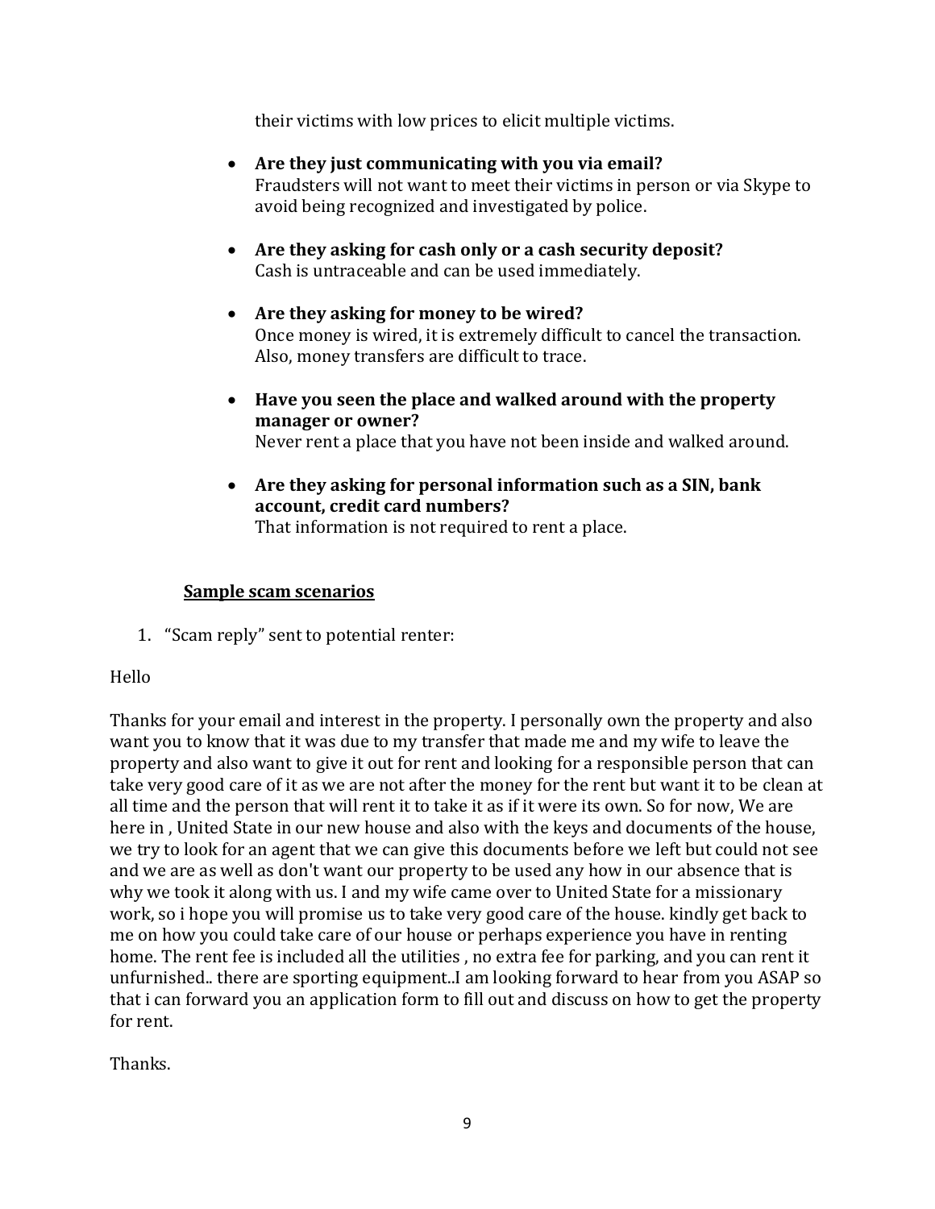their victims with low prices to elicit multiple victims.

- **Are they just communicating with you via email?**
  Fraudsters will not want to meet their victims in person or via Skype to avoid being recognized and investigated by police.

- **Are they asking for cash only or a cash security deposit?**
  Cash is untraceable and can be used immediately.

- **Are they asking for money to be wired?**
  Once money is wired, it is extremely difficult to cancel the transaction. Also, money transfers are difficult to trace.

- **Have you seen the place and walked around with the property manager or owner?**
  Never rent a place that you have not been inside and walked around.

- **Are they asking for personal information such as a SIN, bank account, credit card numbers?**
  That information is not required to rent a place.

## Sample scam scenarios

1. "Scam reply" sent to potential renter:

Hello

Thanks for your email and interest in the property. I personally own the property and also want you to know that it was due to my transfer that made me and my wife to leave the property and also want to give it out for rent and looking for a responsible person that can take very good care of it as we are not after the money for the rent but want it to be clean at all time and the person that will rent it to take it as if it were its own. So for now, We are here in , United State in our new house and also with the keys and documents of the house, we try to look for an agent that we can give this documents before we left but could not see and we are as well as don't want our property to be used any how in our absence that is why we took it along with us. I and my wife came over to United State for a missionary work, so i hope you will promise us to take very good care of the house. kindly get back to me on how you could take care of our house or perhaps experience you have in renting home. The rent fee is included all the utilities , no extra fee for parking, and you can rent it unfurnished.. there are sporting equipment..I am looking forward to hear from you ASAP so that i can forward you an application form to fill out and discuss on how to get the property for rent.

Thanks.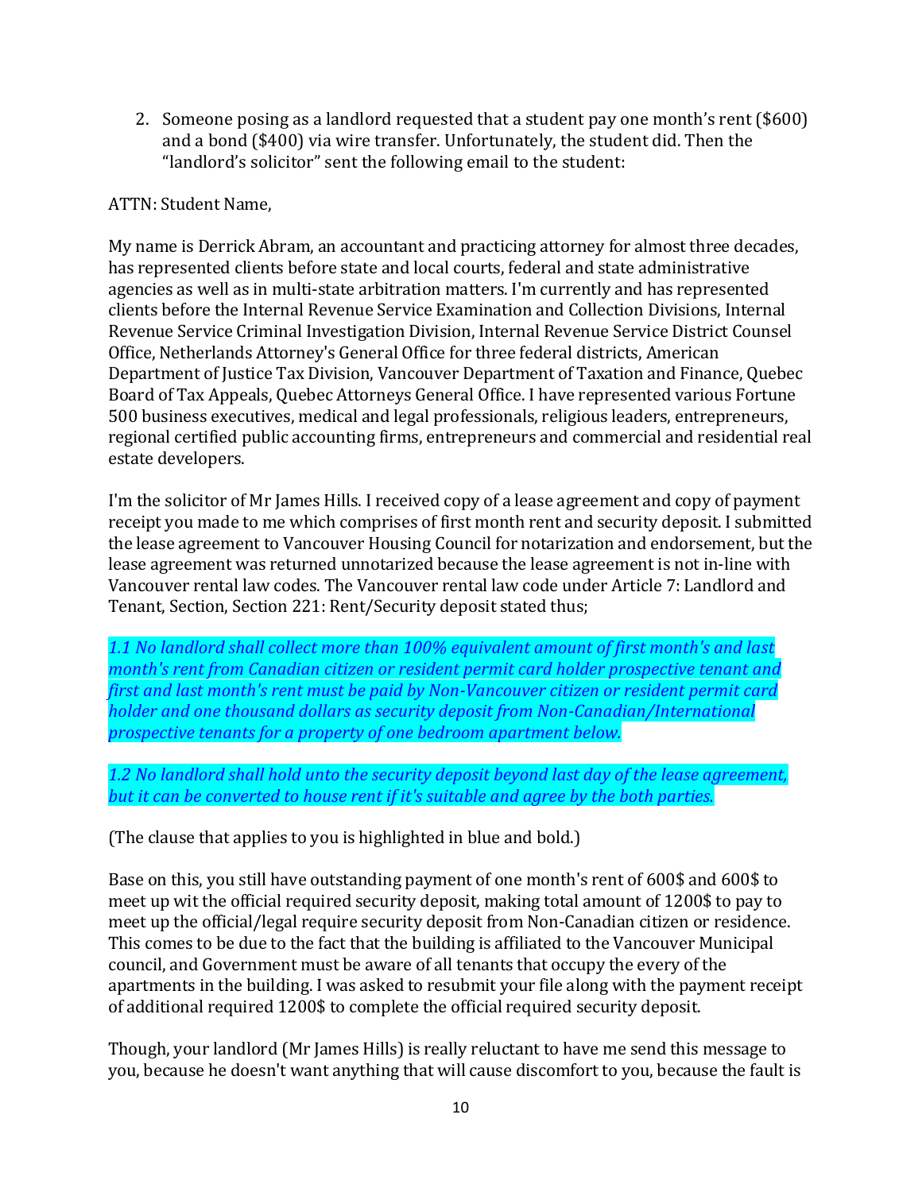2. Someone posing as a landlord requested that a student pay one month's rent ($600) and a bond ($400) via wire transfer. Unfortunately, the student did. Then the "landlord's solicitor" sent the following email to the student:

ATTN: Student Name,

My name is Derrick Abram, an accountant and practicing attorney for almost three decades, has represented clients before state and local courts, federal and state administrative agencies as well as in multi-state arbitration matters. I'm currently and has represented clients before the Internal Revenue Service Examination and Collection Divisions, Internal Revenue Service Criminal Investigation Division, Internal Revenue Service District Counsel Office, Netherlands Attorney's General Office for three federal districts, American Department of Justice Tax Division, Vancouver Department of Taxation and Finance, Quebec Board of Tax Appeals, Quebec Attorneys General Office. I have represented various Fortune 500 business executives, medical and legal professionals, religious leaders, entrepreneurs, regional certified public accounting firms, entrepreneurs and commercial and residential real estate developers.

I'm the solicitor of Mr James Hills. I received copy of a lease agreement and copy of payment receipt you made to me which comprises of first month rent and security deposit. I submitted the lease agreement to Vancouver Housing Council for notarization and endorsement, but the lease agreement was returned unnotarized because the lease agreement is not in-line with Vancouver rental law codes. The Vancouver rental law code under Article 7: Landlord and Tenant, Section, Section 221: Rent/Security deposit stated thus;

*1.1 No landlord shall collect more than 100% equivalent amount of first month's and last month's rent from Canadian citizen or resident permit card holder prospective tenant and first and last month's rent must be paid by Non-Vancouver citizen or resident permit card holder and one thousand dollars as security deposit from Non-Canadian/International prospective tenants for a property of one bedroom apartment below.*

*1.2 No landlord shall hold unto the security deposit beyond last day of the lease agreement, but it can be converted to house rent if it's suitable and agree by the both parties.*

(The clause that applies to you is highlighted in blue and bold.)

Base on this, you still have outstanding payment of one month's rent of 600$ and 600$ to meet up wit the official required security deposit, making total amount of 1200$ to pay to meet up the official/legal require security deposit from Non-Canadian citizen or residence. This comes to be due to the fact that the building is affiliated to the Vancouver Municipal council, and Government must be aware of all tenants that occupy the every of the apartments in the building. I was asked to resubmit your file along with the payment receipt of additional required 1200$ to complete the official required security deposit.

Though, your landlord (Mr James Hills) is really reluctant to have me send this message to you, because he doesn't want anything that will cause discomfort to you, because the fault is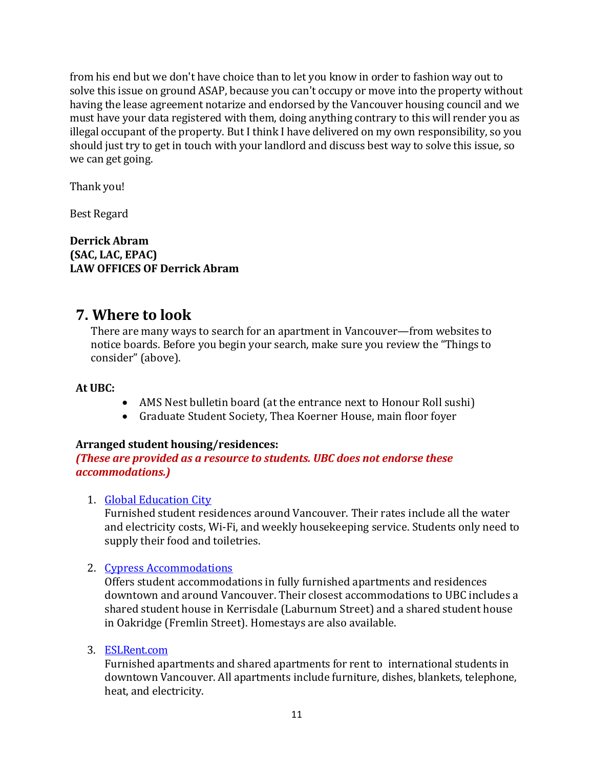from his end but we don't have choice than to let you know in order to fashion way out to solve this issue on ground ASAP, because you can't occupy or move into the property without having the lease agreement notarize and endorsed by the Vancouver housing council and we must have your data registered with them, doing anything contrary to this will render you as illegal occupant of the property. But I think I have delivered on my own responsibility, so you should just try to get in touch with your landlord and discuss best way to solve this issue, so we can get going.

Thank you!

Best Regard

**Derrick Abram**
**(SAC, LAC, EPAC)**
**LAW OFFICES OF Derrick Abram**

## 7. Where to look

There are many ways to search for an apartment in Vancouver—from websites to notice boards. Before you begin your search, make sure you review the "Things to consider" (above).

**At UBC:**

- AMS Nest bulletin board (at the entrance next to Honour Roll sushi)
- Graduate Student Society, Thea Koerner House, main floor foyer

**Arranged student housing/residences:**
***(These are provided as a resource to students. UBC does not endorse these accommodations.)***

1. Global Education City
   Furnished student residences around Vancouver. Their rates include all the water and electricity costs, Wi-Fi, and weekly housekeeping service. Students only need to supply their food and toiletries.

2. Cypress Accommodations
   Offers student accommodations in fully furnished apartments and residences downtown and around Vancouver. Their closest accommodations to UBC includes a shared student house in Kerrisdale (Laburnum Street) and a shared student house in Oakridge (Fremlin Street). Homestays are also available.

3. ESLRent.com
   Furnished apartments and shared apartments for rent to international students in downtown Vancouver. All apartments include furniture, dishes, blankets, telephone, heat, and electricity.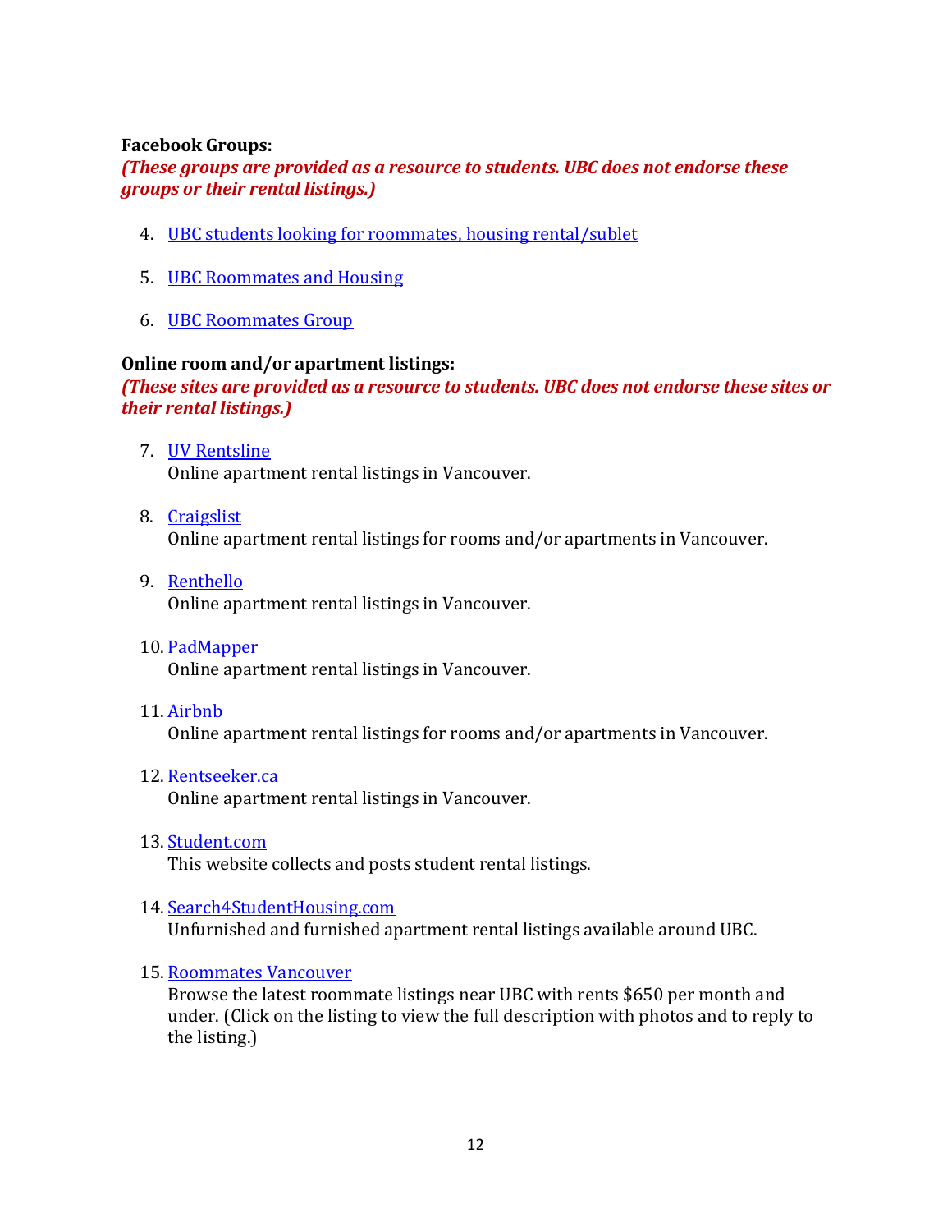**Facebook Groups:**

***(These groups are provided as a resource to students. UBC does not endorse these groups or their rental listings.)***

4. UBC students looking for roommates, housing rental/sublet

5. UBC Roommates and Housing

6. UBC Roommates Group

**Online room and/or apartment listings:**

***(These sites are provided as a resource to students. UBC does not endorse these sites or their rental listings.)***

7. UV Rentsline
   Online apartment rental listings in Vancouver.

8. Craigslist
   Online apartment rental listings for rooms and/or apartments in Vancouver.

9. Renthello
   Online apartment rental listings in Vancouver.

10. PadMapper
    Online apartment rental listings in Vancouver.

11. Airbnb
    Online apartment rental listings for rooms and/or apartments in Vancouver.

12. Rentseeker.ca
    Online apartment rental listings in Vancouver.

13. Student.com
    This website collects and posts student rental listings.

14. Search4StudentHousing.com
    Unfurnished and furnished apartment rental listings available around UBC.

15. Roommates Vancouver
    Browse the latest roommate listings near UBC with rents $650 per month and under. (Click on the listing to view the full description with photos and to reply to the listing.)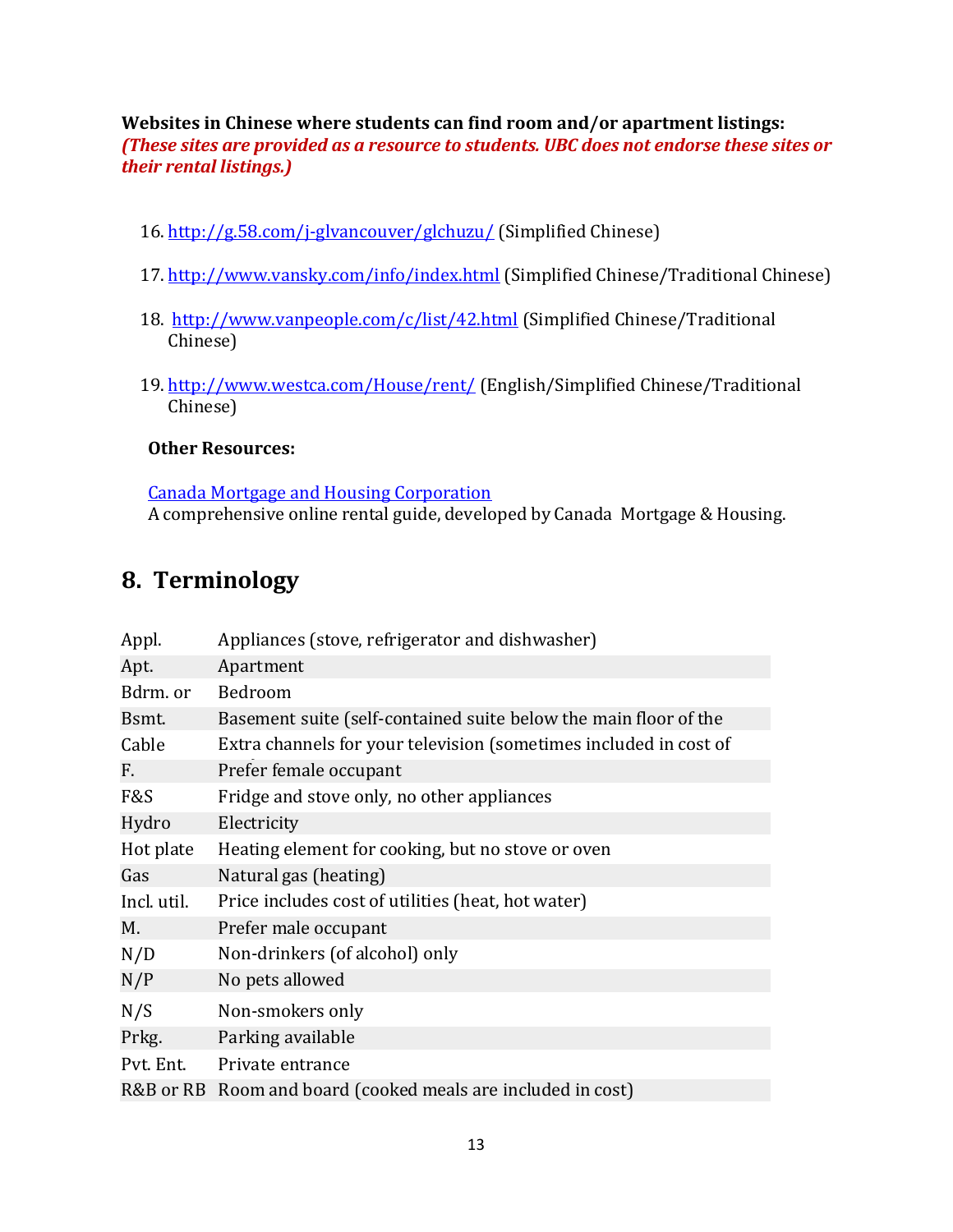**Websites in Chinese where students can find room and/or apartment listings:**
***(These sites are provided as a resource to students. UBC does not endorse these sites or their rental listings.)***

16. http://g.58.com/j-glvancouver/glchuzu/ (Simplified Chinese)
17. http://www.vansky.com/info/index.html (Simplified Chinese/Traditional Chinese)
18. http://www.vanpeople.com/c/list/42.html (Simplified Chinese/Traditional Chinese)
19. http://www.westca.com/House/rent/ (English/Simplified Chinese/Traditional Chinese)

**Other Resources:**

Canada Mortgage and Housing Corporation
A comprehensive online rental guide, developed by Canada Mortgage & Housing.

## 8. Terminology

| | |
|---|---|
| Appl. | Appliances (stove, refrigerator and dishwasher) |
| Apt. | Apartment |
| Bdrm. or | Bedroom |
| Bsmt. | Basement suite (self-contained suite below the main floor of the |
| Cable | Extra channels for your television (sometimes included in cost of |
| F. | Prefer female occupant |
| F&S | Fridge and stove only, no other appliances |
| Hydro | Electricity |
| Hot plate | Heating element for cooking, but no stove or oven |
| Gas | Natural gas (heating) |
| Incl. util. | Price includes cost of utilities (heat, hot water) |
| M. | Prefer male occupant |
| N/D | Non-drinkers (of alcohol) only |
| N/P | No pets allowed |
| N/S | Non-smokers only |
| Prkg. | Parking available |
| Pvt. Ent. | Private entrance |
| R&B or RB | Room and board (cooked meals are included in cost) |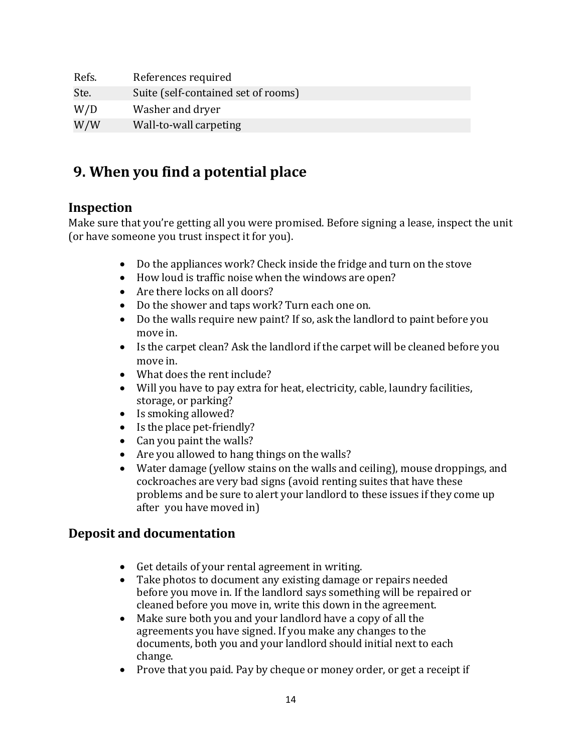| | |
|---|---|
| Refs. | References required |
| Ste. | Suite (self-contained set of rooms) |
| W/D | Washer and dryer |
| W/W | Wall-to-wall carpeting |

# 9. When you find a potential place

## Inspection

Make sure that you're getting all you were promised. Before signing a lease, inspect the unit (or have someone you trust inspect it for you).

- Do the appliances work? Check inside the fridge and turn on the stove
- How loud is traffic noise when the windows are open?
- Are there locks on all doors?
- Do the shower and taps work? Turn each one on.
- Do the walls require new paint? If so, ask the landlord to paint before you move in.
- Is the carpet clean? Ask the landlord if the carpet will be cleaned before you move in.
- What does the rent include?
- Will you have to pay extra for heat, electricity, cable, laundry facilities, storage, or parking?
- Is smoking allowed?
- Is the place pet-friendly?
- Can you paint the walls?
- Are you allowed to hang things on the walls?
- Water damage (yellow stains on the walls and ceiling), mouse droppings, and cockroaches are very bad signs (avoid renting suites that have these problems and be sure to alert your landlord to these issues if they come up after you have moved in)

## Deposit and documentation

- Get details of your rental agreement in writing.
- Take photos to document any existing damage or repairs needed before you move in. If the landlord says something will be repaired or cleaned before you move in, write this down in the agreement.
- Make sure both you and your landlord have a copy of all the agreements you have signed. If you make any changes to the documents, both you and your landlord should initial next to each change.
- Prove that you paid. Pay by cheque or money order, or get a receipt if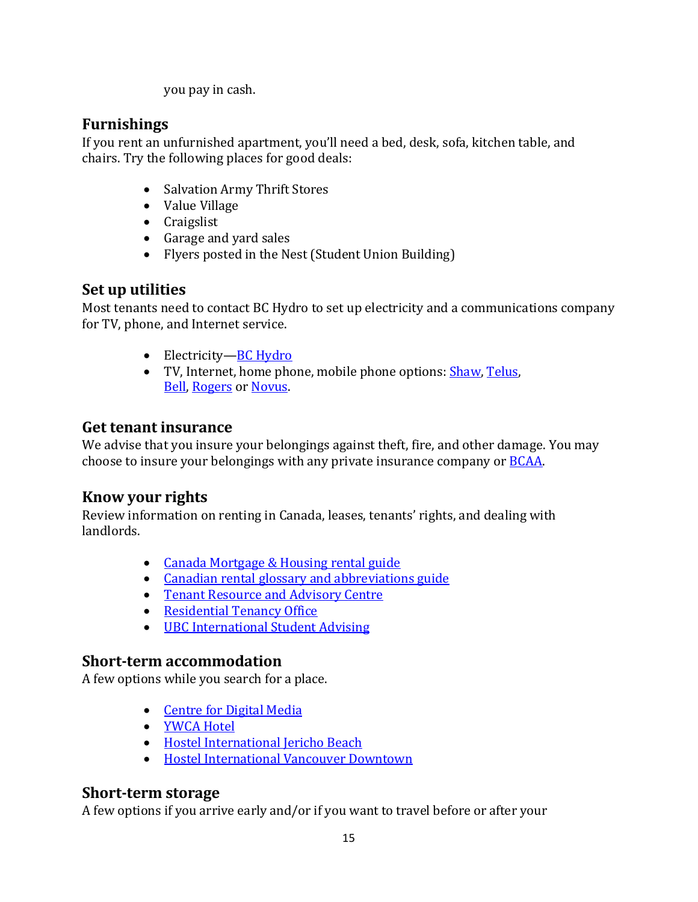you pay in cash.

## Furnishings

If you rent an unfurnished apartment, you'll need a bed, desk, sofa, kitchen table, and chairs. Try the following places for good deals:

- Salvation Army Thrift Stores
- Value Village
- Craigslist
- Garage and yard sales
- Flyers posted in the Nest (Student Union Building)

## Set up utilities

Most tenants need to contact BC Hydro to set up electricity and a communications company for TV, phone, and Internet service.

- Electricity—BC Hydro
- TV, Internet, home phone, mobile phone options: Shaw, Telus, Bell, Rogers or Novus.

## Get tenant insurance

We advise that you insure your belongings against theft, fire, and other damage. You may choose to insure your belongings with any private insurance company or BCAA.

## Know your rights

Review information on renting in Canada, leases, tenants' rights, and dealing with landlords.

- Canada Mortgage & Housing rental guide
- Canadian rental glossary and abbreviations guide
- Tenant Resource and Advisory Centre
- Residential Tenancy Office
- UBC International Student Advising

## Short-term accommodation

A few options while you search for a place.

- Centre for Digital Media
- YWCA Hotel
- Hostel International Jericho Beach
- Hostel International Vancouver Downtown

## Short-term storage

A few options if you arrive early and/or if you want to travel before or after your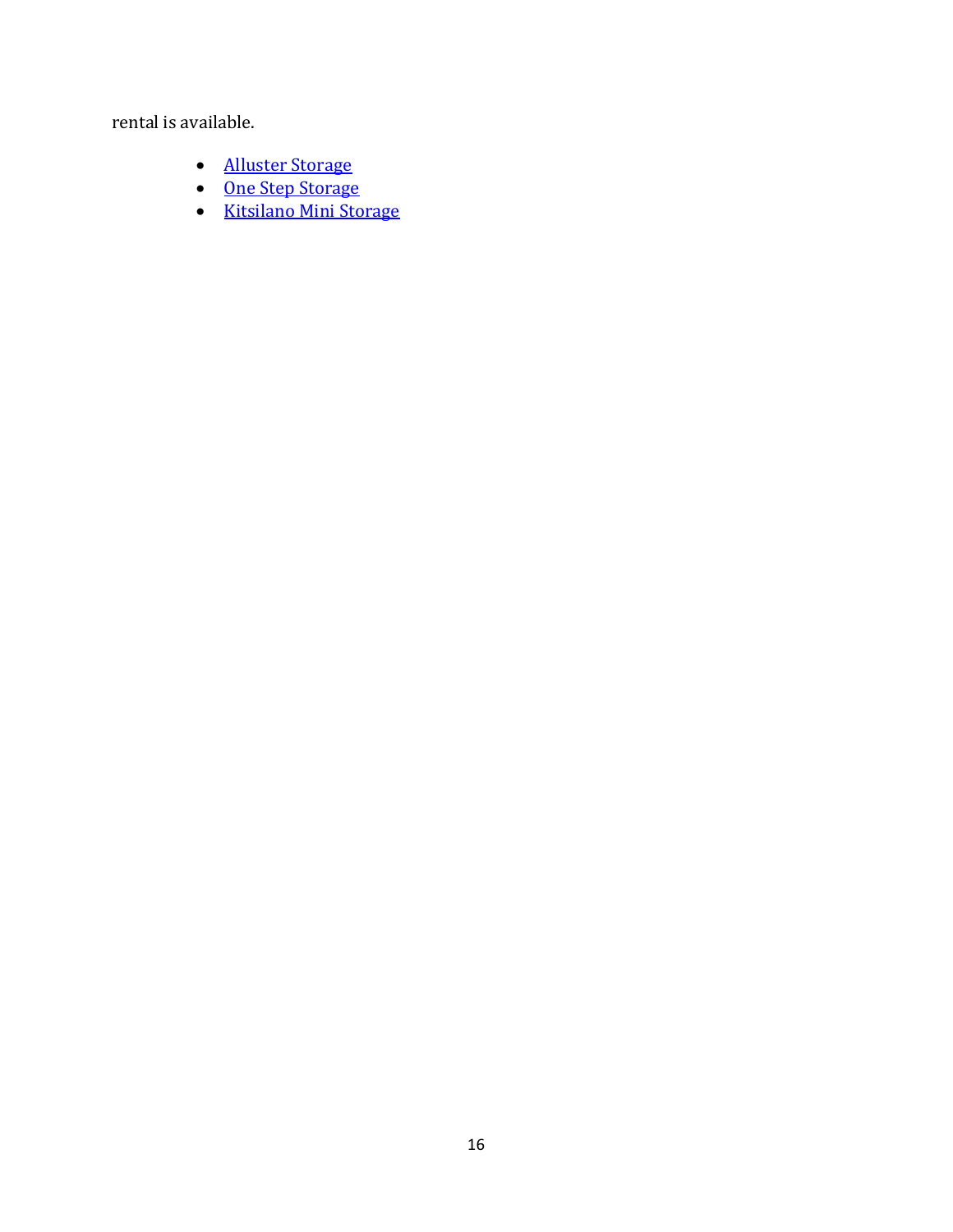rental is available.

- Alluster Storage
- One Step Storage
- Kitsilano Mini Storage